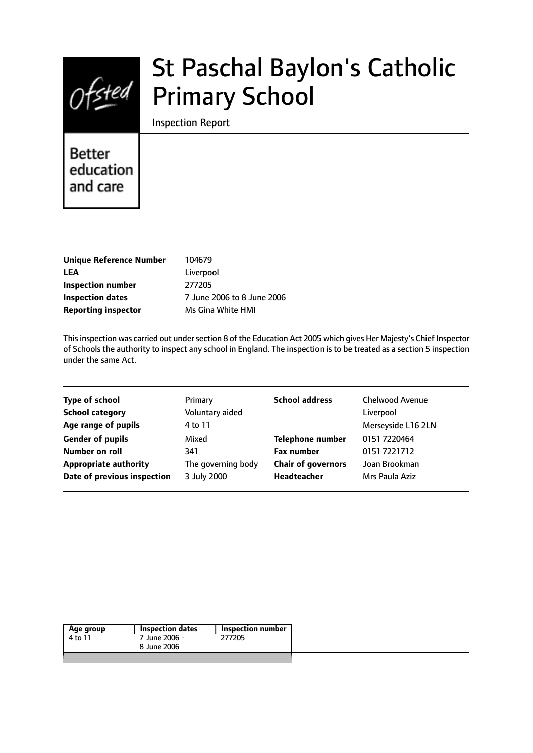# St Paschal Baylon's Catholic Primary School

Inspection Report

Better education and care

| | |
|---|---|
| **Unique Reference Number** | 104679 |
| **LEA** | Liverpool |
| **Inspection number** | 277205 |
| **Inspection dates** | 7 June 2006 to 8 June 2006 |
| **Reporting inspector** | Ms Gina White HMI |

This inspection was carried out under section 8 of the Education Act 2005 which gives Her Majesty's Chief Inspector of Schools the authority to inspect any school in England. The inspection is to be treated as a section 5 inspection under the same Act.

| | | | |
|---|---|---|---|
| **Type of school** | Primary | **School address** | Chelwood Avenue |
| **School category** | Voluntary aided | | Liverpool |
| **Age range of pupils** | 4 to 11 | | Merseyside L16 2LN |
| **Gender of pupils** | Mixed | **Telephone number** | 0151 7220464 |
| **Number on roll** | 341 | **Fax number** | 0151 7221712 |
| **Appropriate authority** | The governing body | **Chair of governors** | Joan Brookman |
| **Date of previous inspection** | 3 July 2000 | **Headteacher** | Mrs Paula Aziz |

| Age group | Inspection dates | Inspection number |
|---|---|---|
| 4 to 11 | 7 June 2006 - 8 June 2006 | 277205 |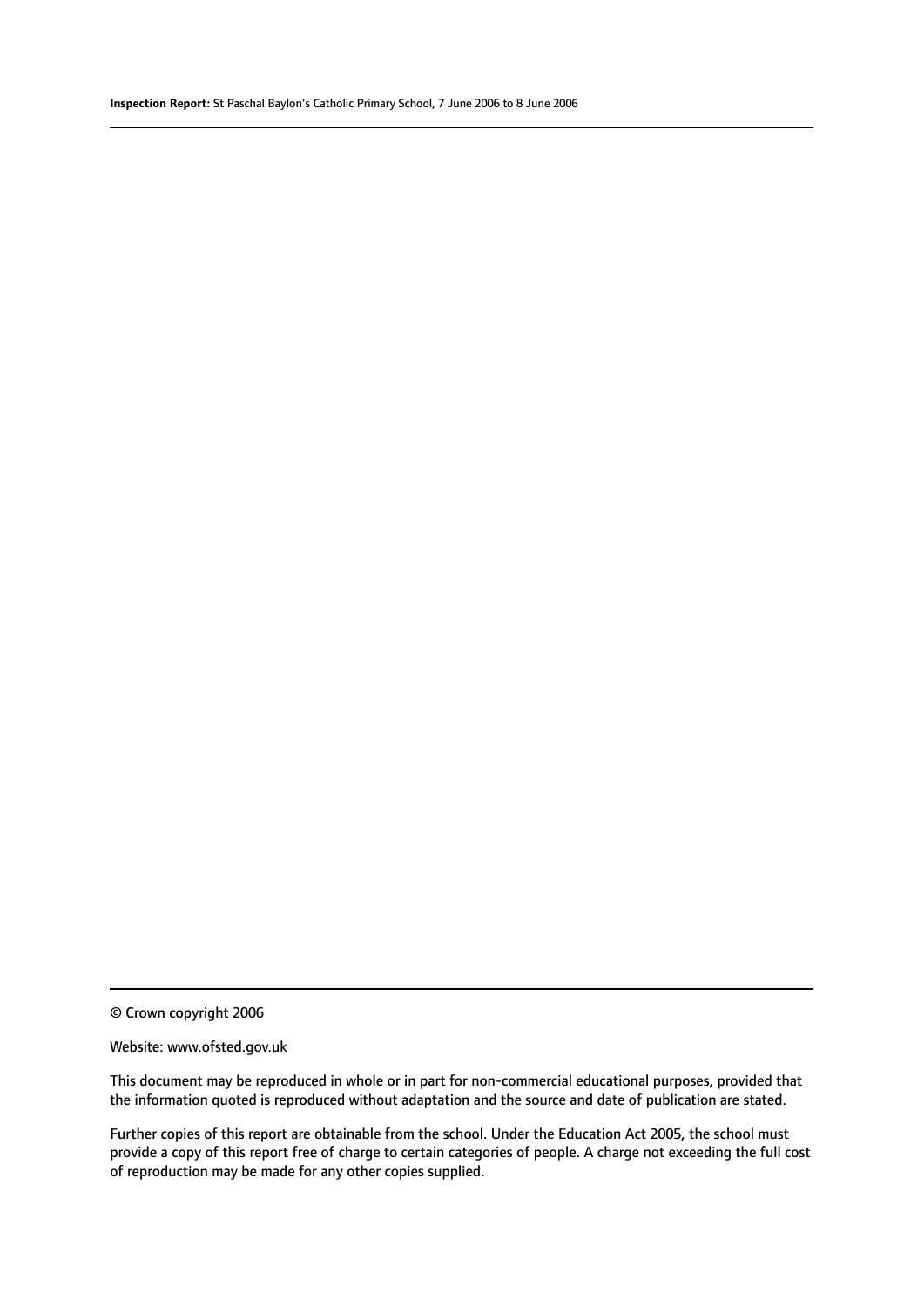© Crown copyright 2006

Website: www.ofsted.gov.uk

This document may be reproduced in whole or in part for non-commercial educational purposes, provided that the information quoted is reproduced without adaptation and the source and date of publication are stated.

Further copies of this report are obtainable from the school. Under the Education Act 2005, the school must provide a copy of this report free of charge to certain categories of people. A charge not exceeding the full cost of reproduction may be made for any other copies supplied.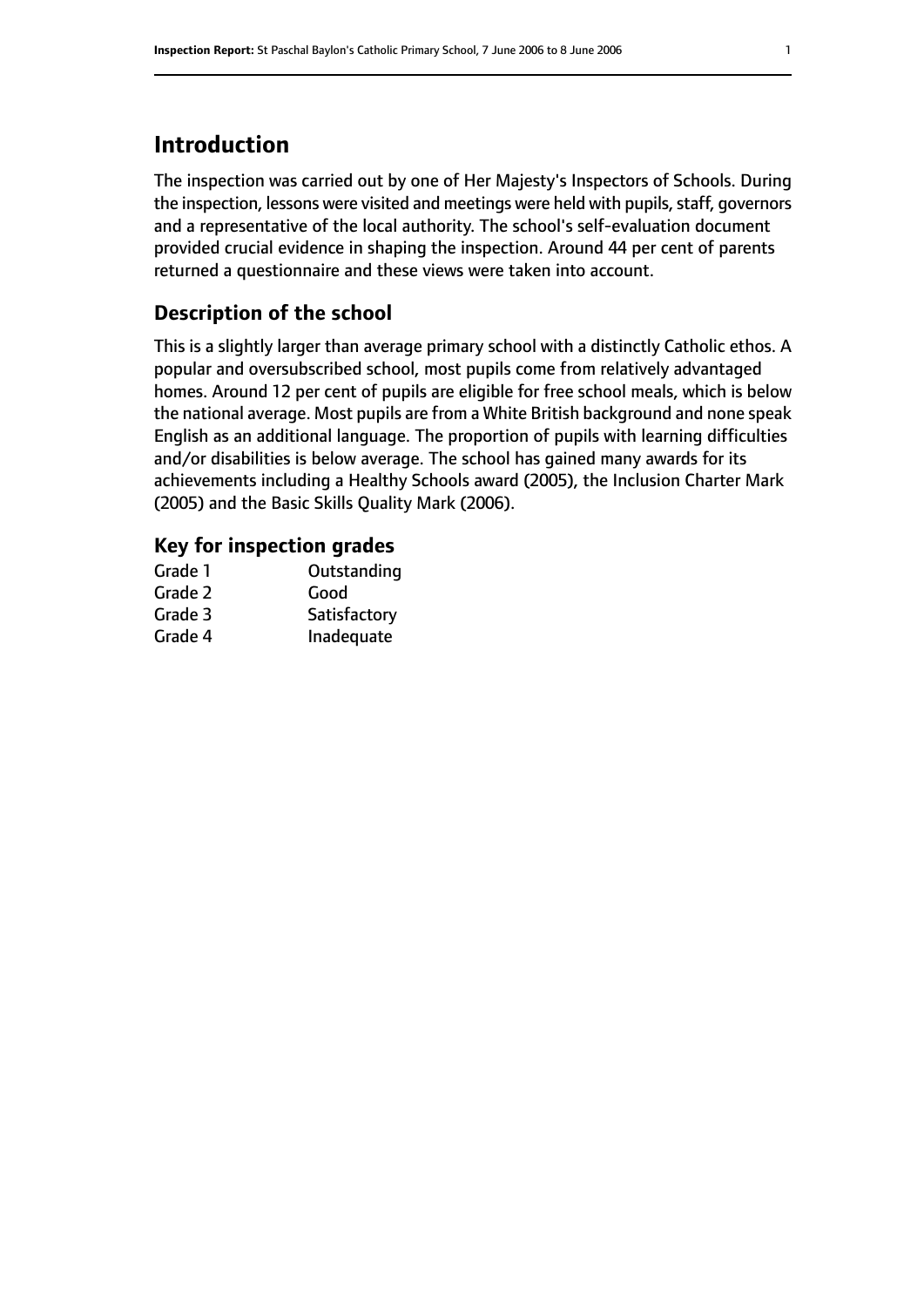# Introduction

The inspection was carried out by one of Her Majesty's Inspectors of Schools. During the inspection, lessons were visited and meetings were held with pupils, staff, governors and a representative of the local authority. The school's self-evaluation document provided crucial evidence in shaping the inspection. Around 44 per cent of parents returned a questionnaire and these views were taken into account.

## Description of the school

This is a slightly larger than average primary school with a distinctly Catholic ethos. A popular and oversubscribed school, most pupils come from relatively advantaged homes. Around 12 per cent of pupils are eligible for free school meals, which is below the national average. Most pupils are from a White British background and none speak English as an additional language. The proportion of pupils with learning difficulties and/or disabilities is below average. The school has gained many awards for its achievements including a Healthy Schools award (2005), the Inclusion Charter Mark (2005) and the Basic Skills Quality Mark (2006).

## Key for inspection grades

| | |
|---|---|
| Grade 1 | Outstanding |
| Grade 2 | Good |
| Grade 3 | Satisfactory |
| Grade 4 | Inadequate |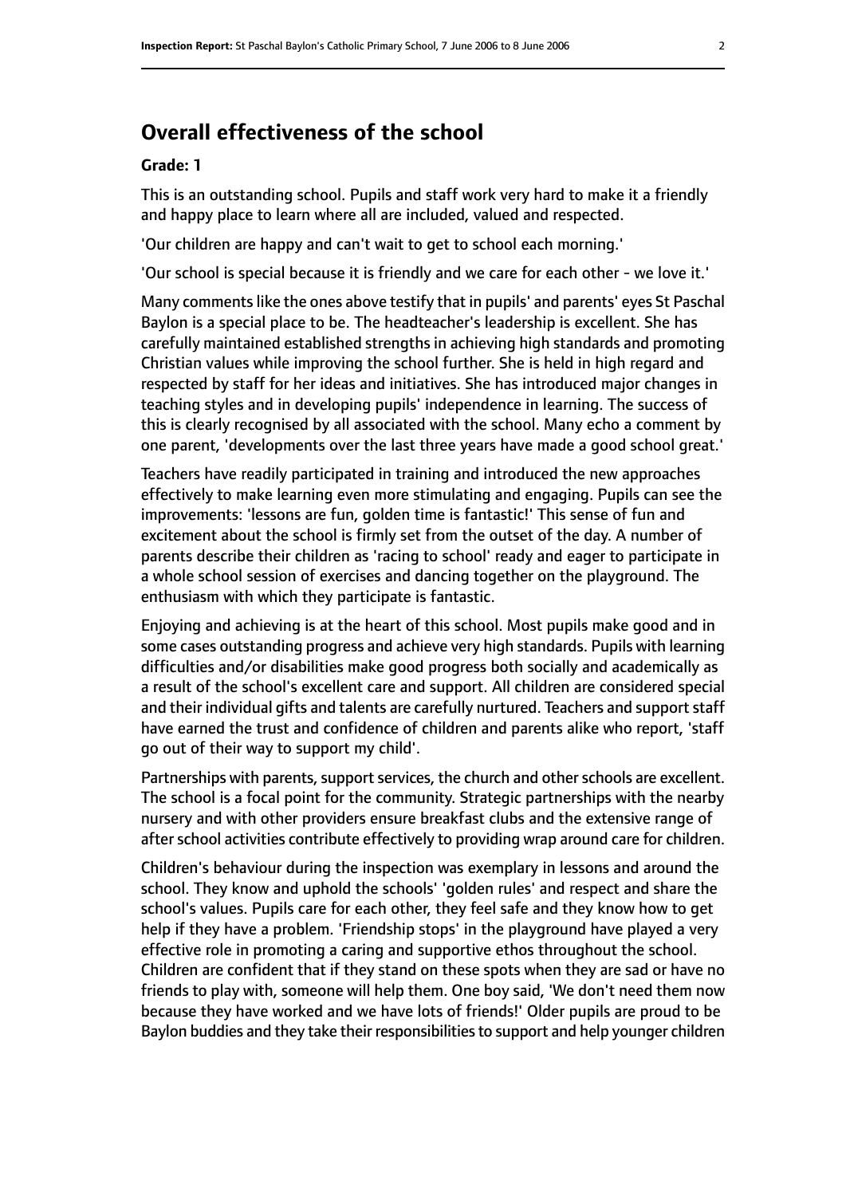## Overall effectiveness of the school

### Grade: 1

This is an outstanding school. Pupils and staff work very hard to make it a friendly and happy place to learn where all are included, valued and respected.

'Our children are happy and can't wait to get to school each morning.'

'Our school is special because it is friendly and we care for each other - we love it.'

Many comments like the ones above testify that in pupils' and parents' eyes St Paschal Baylon is a special place to be. The headteacher's leadership is excellent. She has carefully maintained established strengths in achieving high standards and promoting Christian values while improving the school further. She is held in high regard and respected by staff for her ideas and initiatives. She has introduced major changes in teaching styles and in developing pupils' independence in learning. The success of this is clearly recognised by all associated with the school. Many echo a comment by one parent, 'developments over the last three years have made a good school great.'

Teachers have readily participated in training and introduced the new approaches effectively to make learning even more stimulating and engaging. Pupils can see the improvements: 'lessons are fun, golden time is fantastic!' This sense of fun and excitement about the school is firmly set from the outset of the day. A number of parents describe their children as 'racing to school' ready and eager to participate in a whole school session of exercises and dancing together on the playground. The enthusiasm with which they participate is fantastic.

Enjoying and achieving is at the heart of this school. Most pupils make good and in some cases outstanding progress and achieve very high standards. Pupils with learning difficulties and/or disabilities make good progress both socially and academically as a result of the school's excellent care and support. All children are considered special and their individual gifts and talents are carefully nurtured. Teachers and support staff have earned the trust and confidence of children and parents alike who report, 'staff go out of their way to support my child'.

Partnerships with parents, support services, the church and other schools are excellent. The school is a focal point for the community. Strategic partnerships with the nearby nursery and with other providers ensure breakfast clubs and the extensive range of after school activities contribute effectively to providing wrap around care for children.

Children's behaviour during the inspection was exemplary in lessons and around the school. They know and uphold the schools' 'golden rules' and respect and share the school's values. Pupils care for each other, they feel safe and they know how to get help if they have a problem. 'Friendship stops' in the playground have played a very effective role in promoting a caring and supportive ethos throughout the school. Children are confident that if they stand on these spots when they are sad or have no friends to play with, someone will help them. One boy said, 'We don't need them now because they have worked and we have lots of friends!' Older pupils are proud to be Baylon buddies and they take their responsibilities to support and help younger children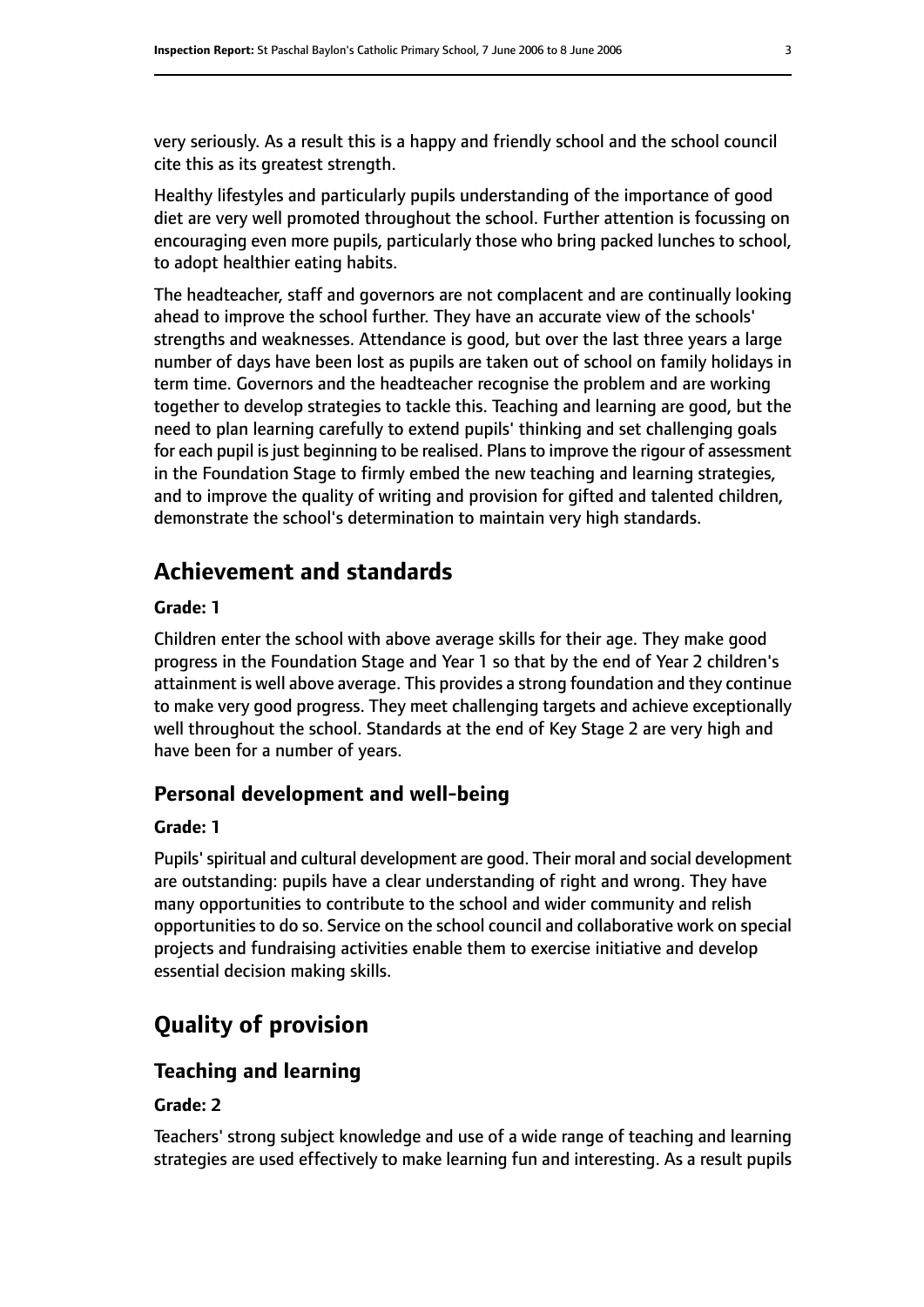very seriously. As a result this is a happy and friendly school and the school council cite this as its greatest strength.

Healthy lifestyles and particularly pupils understanding of the importance of good diet are very well promoted throughout the school. Further attention is focussing on encouraging even more pupils, particularly those who bring packed lunches to school, to adopt healthier eating habits.

The headteacher, staff and governors are not complacent and are continually looking ahead to improve the school further. They have an accurate view of the schools' strengths and weaknesses. Attendance is good, but over the last three years a large number of days have been lost as pupils are taken out of school on family holidays in term time. Governors and the headteacher recognise the problem and are working together to develop strategies to tackle this. Teaching and learning are good, but the need to plan learning carefully to extend pupils' thinking and set challenging goals for each pupil is just beginning to be realised. Plans to improve the rigour of assessment in the Foundation Stage to firmly embed the new teaching and learning strategies, and to improve the quality of writing and provision for gifted and talented children, demonstrate the school's determination to maintain very high standards.

# Achievement and standards

#### Grade: 1

Children enter the school with above average skills for their age. They make good progress in the Foundation Stage and Year 1 so that by the end of Year 2 children's attainment is well above average. This provides a strong foundation and they continue to make very good progress. They meet challenging targets and achieve exceptionally well throughout the school. Standards at the end of Key Stage 2 are very high and have been for a number of years.

## Personal development and well-being

#### Grade: 1

Pupils' spiritual and cultural development are good. Their moral and social development are outstanding: pupils have a clear understanding of right and wrong. They have many opportunities to contribute to the school and wider community and relish opportunities to do so. Service on the school council and collaborative work on special projects and fundraising activities enable them to exercise initiative and develop essential decision making skills.

# Quality of provision

## Teaching and learning

#### Grade: 2

Teachers' strong subject knowledge and use of a wide range of teaching and learning strategies are used effectively to make learning fun and interesting. As a result pupils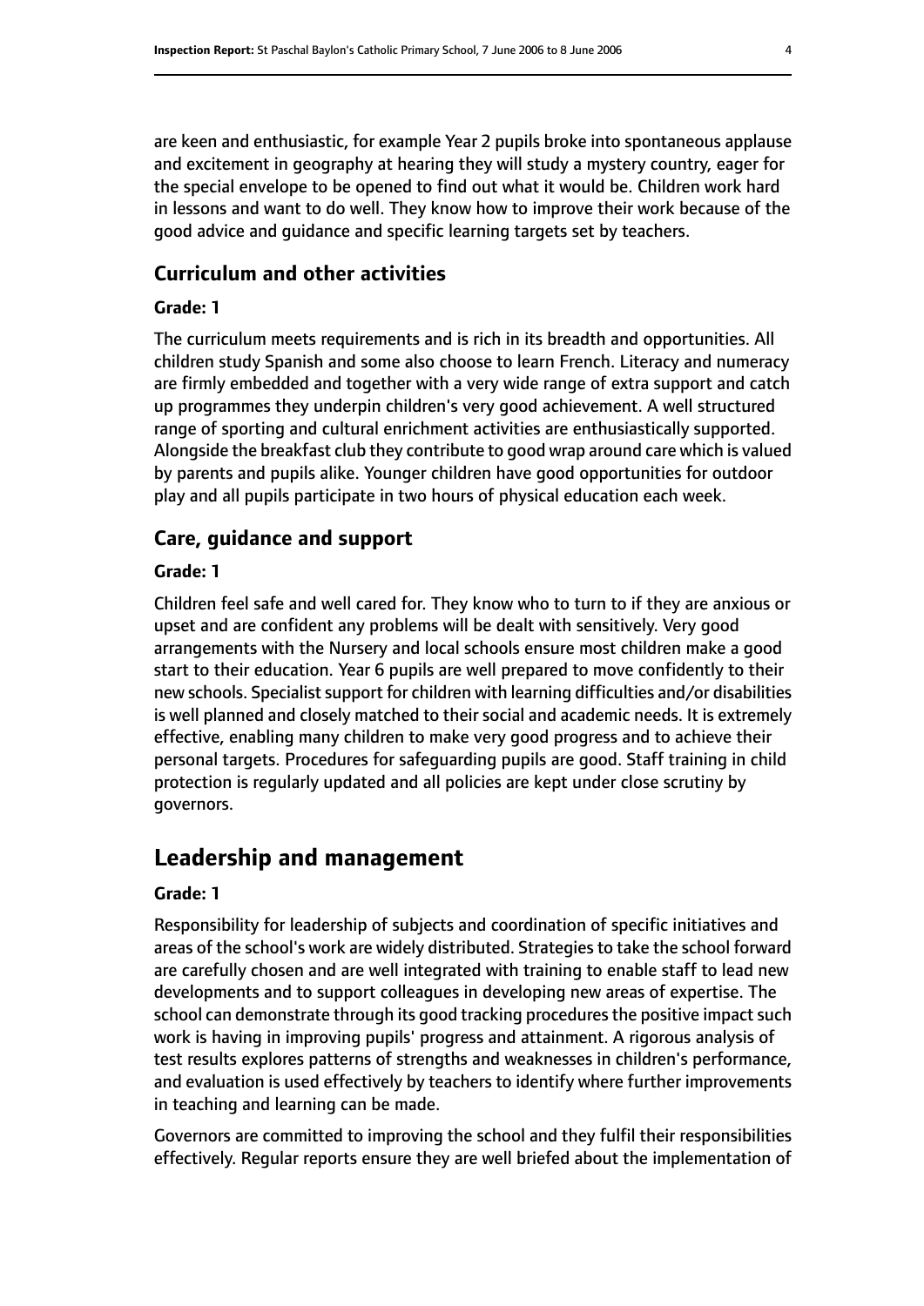are keen and enthusiastic, for example Year 2 pupils broke into spontaneous applause and excitement in geography at hearing they will study a mystery country, eager for the special envelope to be opened to find out what it would be. Children work hard in lessons and want to do well. They know how to improve their work because of the good advice and guidance and specific learning targets set by teachers.

### Curriculum and other activities

#### Grade: 1

The curriculum meets requirements and is rich in its breadth and opportunities. All children study Spanish and some also choose to learn French. Literacy and numeracy are firmly embedded and together with a very wide range of extra support and catch up programmes they underpin children's very good achievement. A well structured range of sporting and cultural enrichment activities are enthusiastically supported. Alongside the breakfast club they contribute to good wrap around care which is valued by parents and pupils alike. Younger children have good opportunities for outdoor play and all pupils participate in two hours of physical education each week.

### Care, guidance and support

#### Grade: 1

Children feel safe and well cared for. They know who to turn to if they are anxious or upset and are confident any problems will be dealt with sensitively. Very good arrangements with the Nursery and local schools ensure most children make a good start to their education. Year 6 pupils are well prepared to move confidently to their new schools. Specialist support for children with learning difficulties and/or disabilities is well planned and closely matched to their social and academic needs. It is extremely effective, enabling many children to make very good progress and to achieve their personal targets. Procedures for safeguarding pupils are good. Staff training in child protection is regularly updated and all policies are kept under close scrutiny by governors.

## Leadership and management

#### Grade: 1

Responsibility for leadership of subjects and coordination of specific initiatives and areas of the school's work are widely distributed. Strategies to take the school forward are carefully chosen and are well integrated with training to enable staff to lead new developments and to support colleagues in developing new areas of expertise. The school can demonstrate through its good tracking procedures the positive impact such work is having in improving pupils' progress and attainment. A rigorous analysis of test results explores patterns of strengths and weaknesses in children's performance, and evaluation is used effectively by teachers to identify where further improvements in teaching and learning can be made.

Governors are committed to improving the school and they fulfil their responsibilities effectively. Regular reports ensure they are well briefed about the implementation of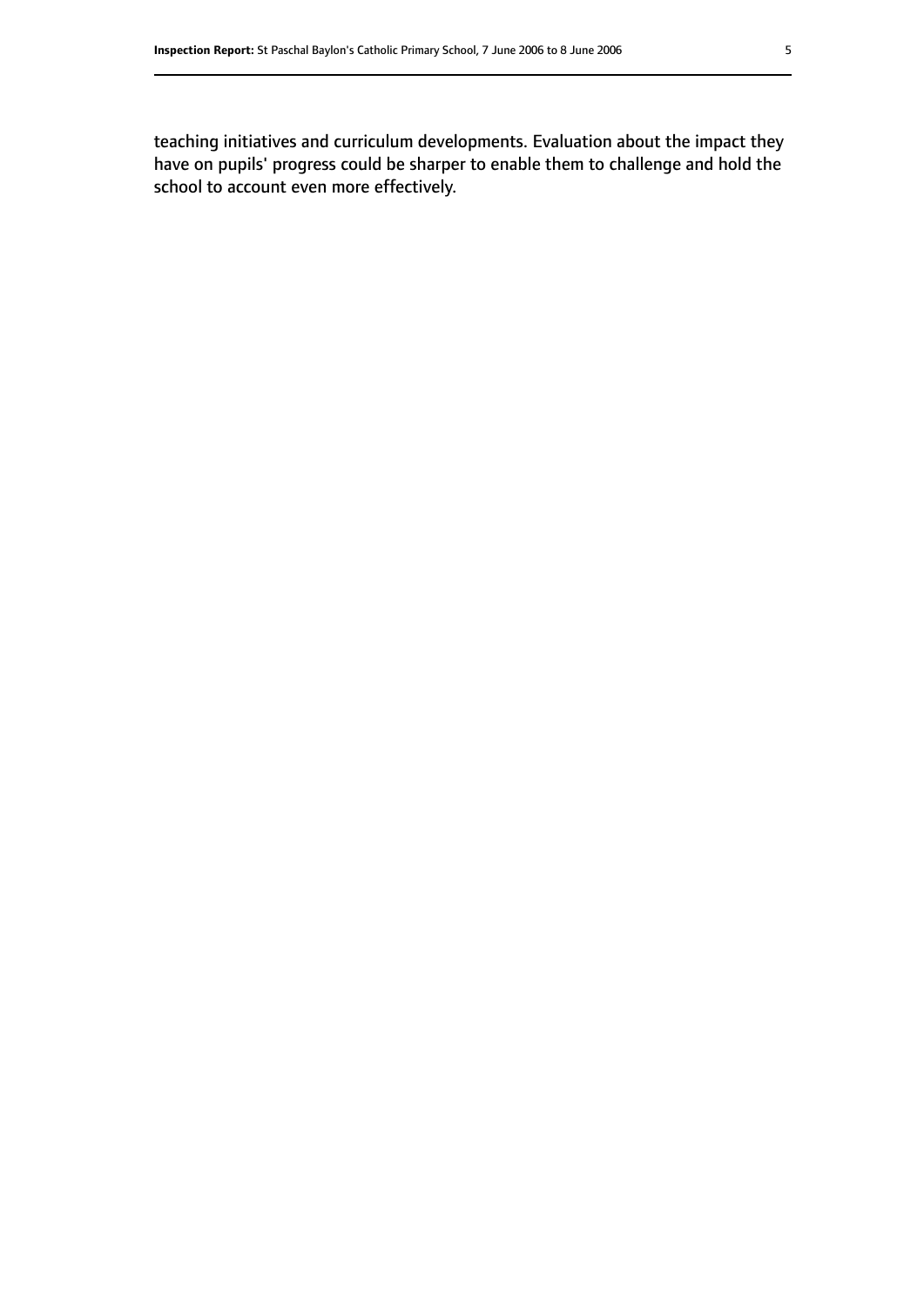teaching initiatives and curriculum developments. Evaluation about the impact they have on pupils' progress could be sharper to enable them to challenge and hold the school to account even more effectively.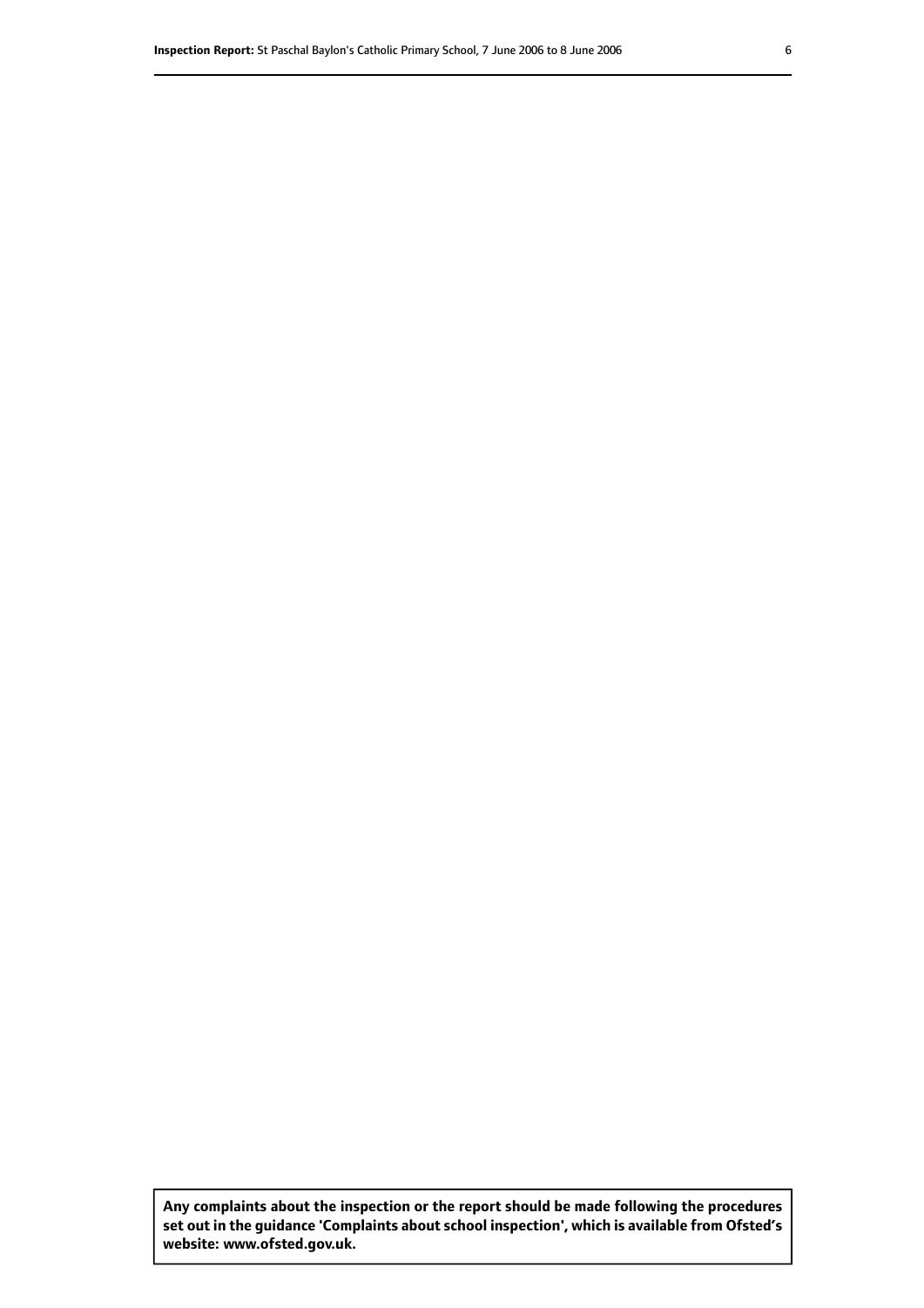**Any complaints about the inspection or the report should be made following the procedures set out in the guidance 'Complaints about school inspection', which is available from Ofsted's website: www.ofsted.gov.uk.**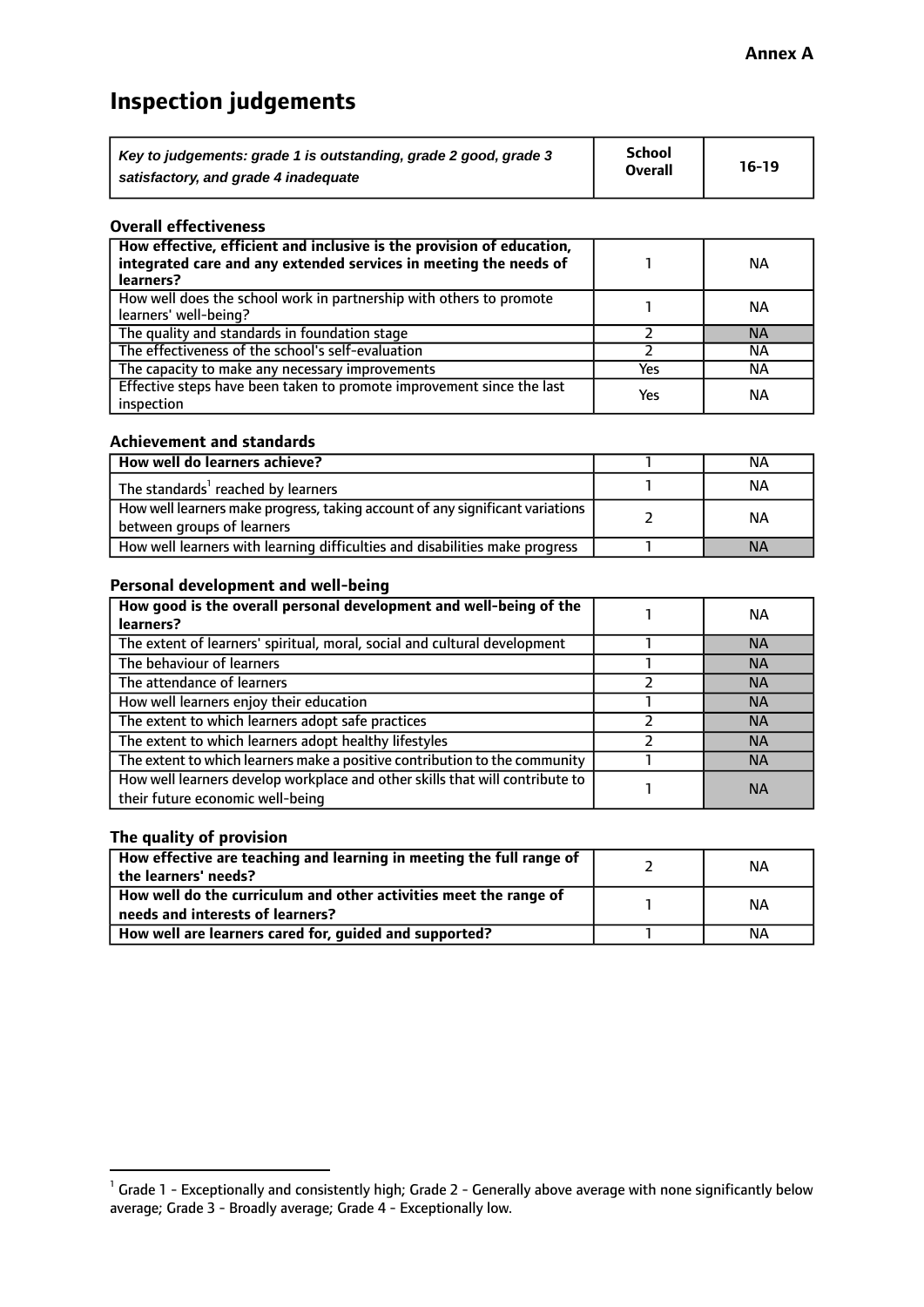**Annex A**

# Inspection judgements

| *Key to judgements: grade 1 is outstanding, grade 2 good, grade 3 satisfactory, and grade 4 inadequate* | School Overall | 16-19 |
|---|---|---|

### Overall effectiveness

| | | |
|---|---|---|
| **How effective, efficient and inclusive is the provision of education, integrated care and any extended services in meeting the needs of learners?** | 1 | NA |
| How well does the school work in partnership with others to promote learners' well-being? | 1 | NA |
| The quality and standards in foundation stage | 2 | NA |
| The effectiveness of the school's self-evaluation | 2 | NA |
| The capacity to make any necessary improvements | Yes | NA |
| Effective steps have been taken to promote improvement since the last inspection | Yes | NA |

### Achievement and standards

| | | |
|---|---|---|
| **How well do learners achieve?** | 1 | NA |
| The standards[1] reached by learners | 1 | NA |
| How well learners make progress, taking account of any significant variations between groups of learners | 2 | NA |
| How well learners with learning difficulties and disabilities make progress | 1 | NA |

### Personal development and well-being

| | | |
|---|---|---|
| **How good is the overall personal development and well-being of the learners?** | 1 | NA |
| The extent of learners' spiritual, moral, social and cultural development | 1 | NA |
| The behaviour of learners | 1 | NA |
| The attendance of learners | 2 | NA |
| How well learners enjoy their education | 1 | NA |
| The extent to which learners adopt safe practices | 2 | NA |
| The extent to which learners adopt healthy lifestyles | 2 | NA |
| The extent to which learners make a positive contribution to the community | 1 | NA |
| How well learners develop workplace and other skills that will contribute to their future economic well-being | 1 | NA |

### The quality of provision

| | | |
|---|---|---|
| **How effective are teaching and learning in meeting the full range of the learners' needs?** | 2 | NA |
| **How well do the curriculum and other activities meet the range of needs and interests of learners?** | 1 | NA |
| **How well are learners cared for, guided and supported?** | 1 | NA |

[1] Grade 1 - Exceptionally and consistently high; Grade 2 - Generally above average with none significantly below average; Grade 3 - Broadly average; Grade 4 - Exceptionally low.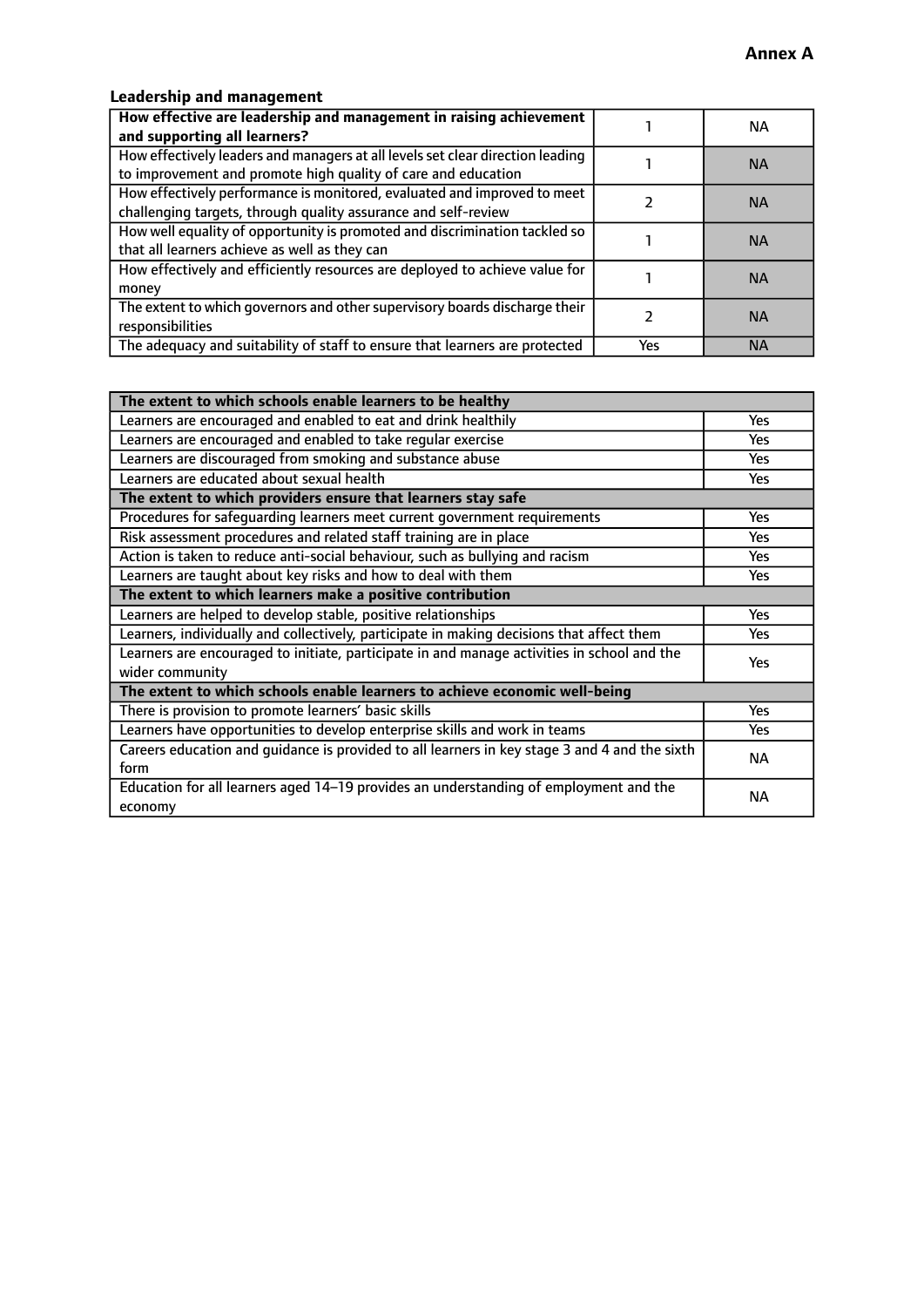**Annex A**

### Leadership and management

| **How effective are leadership and management in raising achievement and supporting all learners?** | 1 | NA |
|---|---|---|
| How effectively leaders and managers at all levels set clear direction leading to improvement and promote high quality of care and education | 1 | NA |
| How effectively performance is monitored, evaluated and improved to meet challenging targets, through quality assurance and self-review | 2 | NA |
| How well equality of opportunity is promoted and discrimination tackled so that all learners achieve as well as they can | 1 | NA |
| How effectively and efficiently resources are deployed to achieve value for money | 1 | NA |
| The extent to which governors and other supervisory boards discharge their responsibilities | 2 | NA |
| The adequacy and suitability of staff to ensure that learners are protected | Yes | NA |

| **The extent to which schools enable learners to be healthy** | |
|---|---|
| Learners are encouraged and enabled to eat and drink healthily | Yes |
| Learners are encouraged and enabled to take regular exercise | Yes |
| Learners are discouraged from smoking and substance abuse | Yes |
| Learners are educated about sexual health | Yes |
| **The extent to which providers ensure that learners stay safe** | |
| Procedures for safeguarding learners meet current government requirements | Yes |
| Risk assessment procedures and related staff training are in place | Yes |
| Action is taken to reduce anti-social behaviour, such as bullying and racism | Yes |
| Learners are taught about key risks and how to deal with them | Yes |
| **The extent to which learners make a positive contribution** | |
| Learners are helped to develop stable, positive relationships | Yes |
| Learners, individually and collectively, participate in making decisions that affect them | Yes |
| Learners are encouraged to initiate, participate in and manage activities in school and the wider community | Yes |
| **The extent to which schools enable learners to achieve economic well-being** | |
| There is provision to promote learners' basic skills | Yes |
| Learners have opportunities to develop enterprise skills and work in teams | Yes |
| Careers education and guidance is provided to all learners in key stage 3 and 4 and the sixth form | NA |
| Education for all learners aged 14–19 provides an understanding of employment and the economy | NA |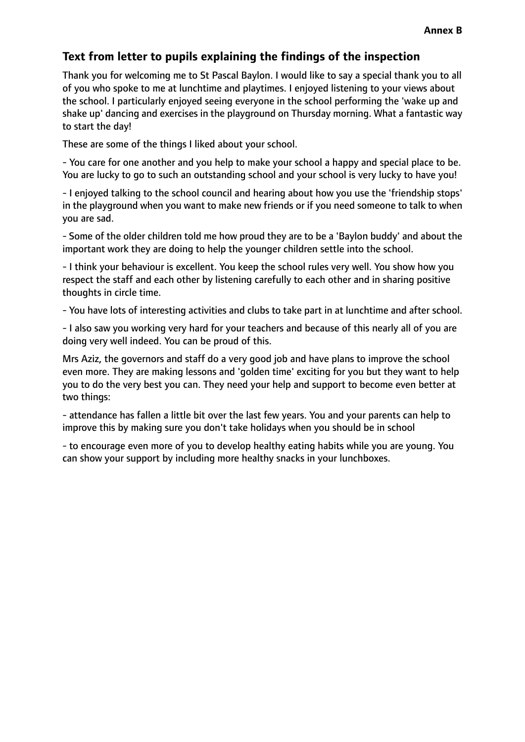**Annex B**

## Text from letter to pupils explaining the findings of the inspection

Thank you for welcoming me to St Pascal Baylon. I would like to say a special thank you to all of you who spoke to me at lunchtime and playtimes. I enjoyed listening to your views about the school. I particularly enjoyed seeing everyone in the school performing the 'wake up and shake up' dancing and exercises in the playground on Thursday morning. What a fantastic way to start the day!

These are some of the things I liked about your school.

- You care for one another and you help to make your school a happy and special place to be. You are lucky to go to such an outstanding school and your school is very lucky to have you!
- I enjoyed talking to the school council and hearing about how you use the 'friendship stops' in the playground when you want to make new friends or if you need someone to talk to when you are sad.
- Some of the older children told me how proud they are to be a 'Baylon buddy' and about the important work they are doing to help the younger children settle into the school.
- I think your behaviour is excellent. You keep the school rules very well. You show how you respect the staff and each other by listening carefully to each other and in sharing positive thoughts in circle time.
- You have lots of interesting activities and clubs to take part in at lunchtime and after school.
- I also saw you working very hard for your teachers and because of this nearly all of you are doing very well indeed. You can be proud of this.

Mrs Aziz, the governors and staff do a very good job and have plans to improve the school even more. They are making lessons and 'golden time' exciting for you but they want to help you to do the very best you can. They need your help and support to become even better at two things:

- attendance has fallen a little bit over the last few years. You and your parents can help to improve this by making sure you don't take holidays when you should be in school
- to encourage even more of you to develop healthy eating habits while you are young. You can show your support by including more healthy snacks in your lunchboxes.